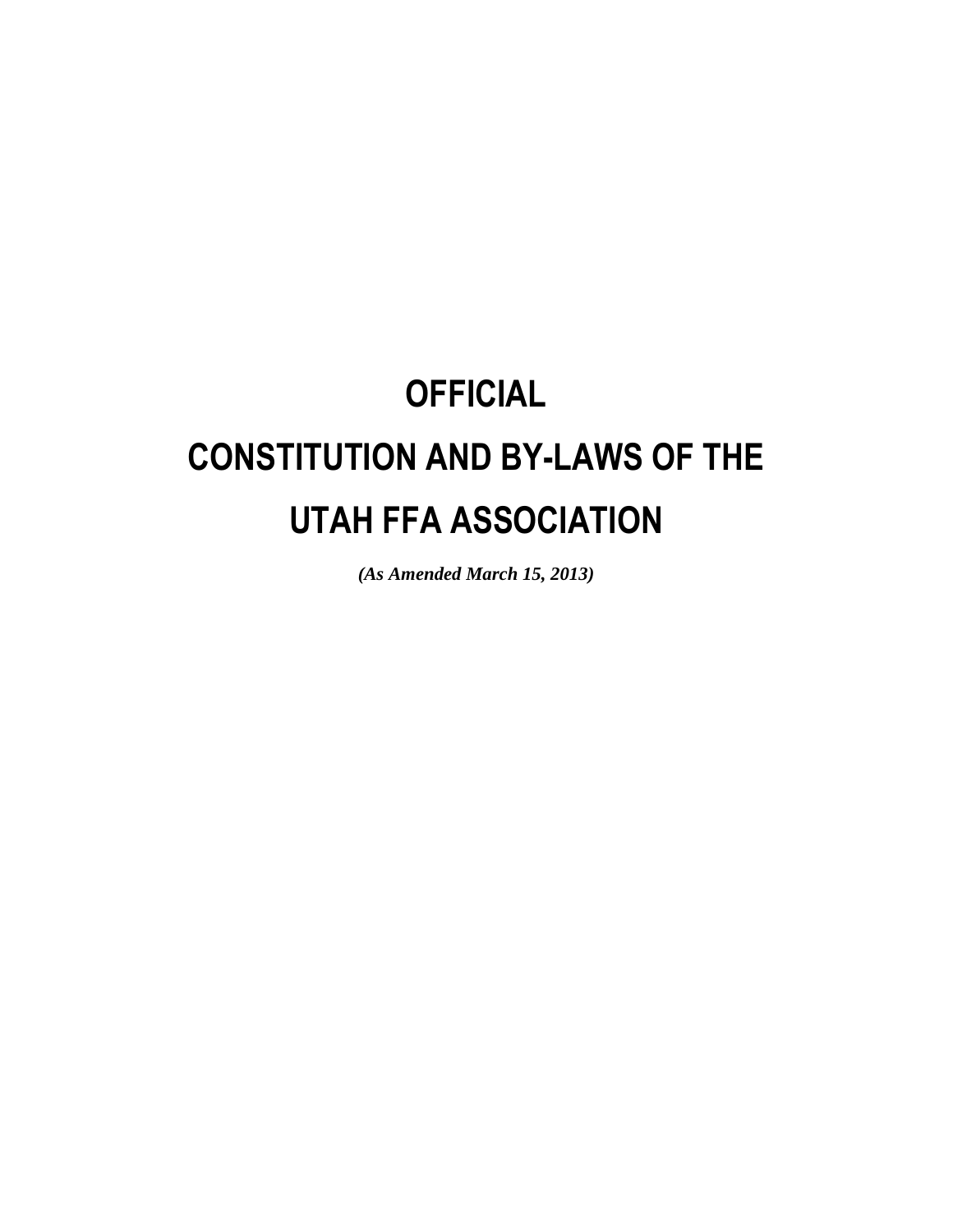# OFFICIAL

# CONSTITUTION AND BY-LAWS OF THE

# UTAH FFA ASSOCIATION

***(As Amended March 15, 2013)***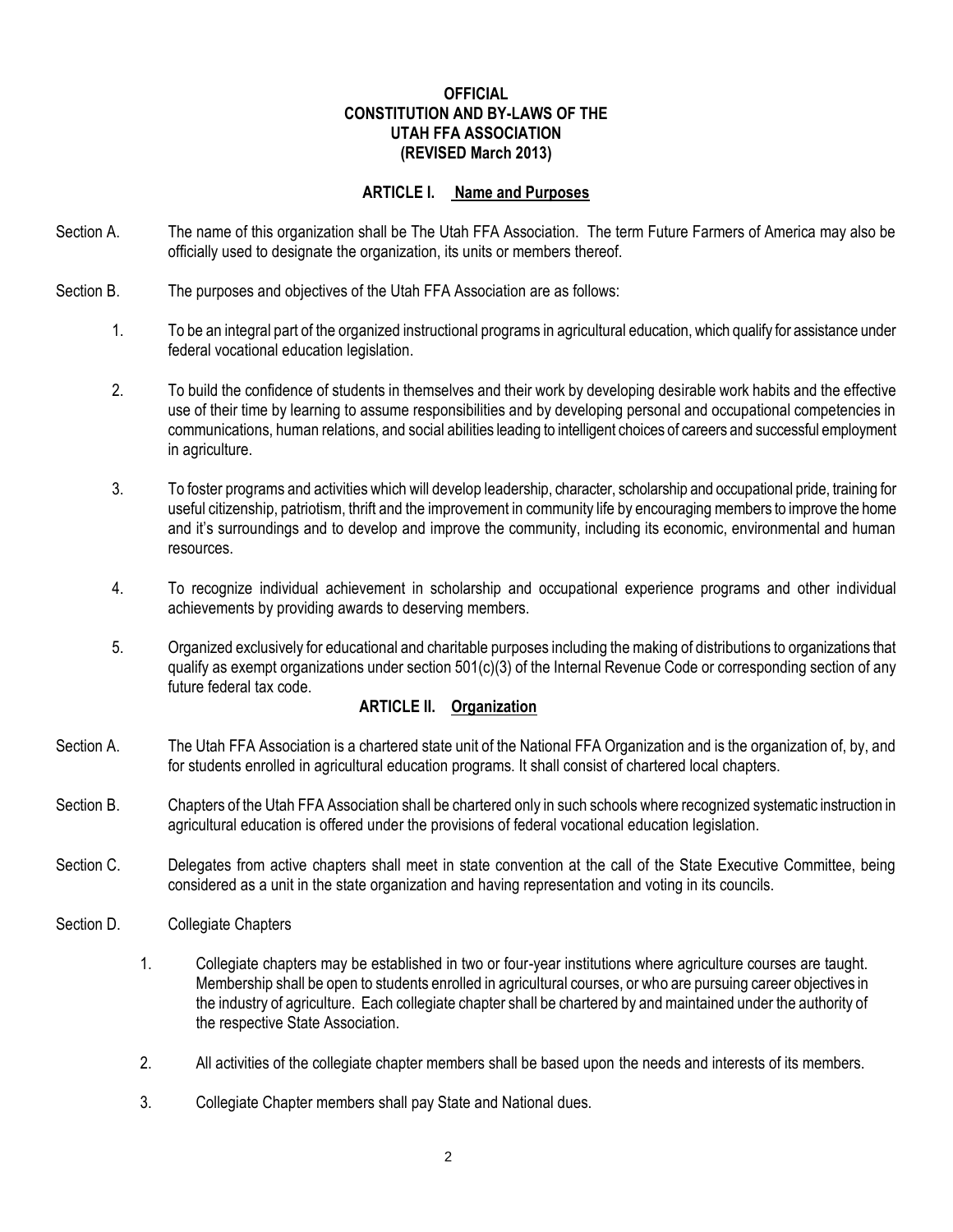# OFFICIAL
# CONSTITUTION AND BY-LAWS OF THE UTAH FFA ASSOCIATION
# (REVISED March 2013)

## ARTICLE I. Name and Purposes

Section A. The name of this organization shall be The Utah FFA Association. The term Future Farmers of America may also be officially used to designate the organization, its units or members thereof.

Section B. The purposes and objectives of the Utah FFA Association are as follows:

1. To be an integral part of the organized instructional programs in agricultural education, which qualify for assistance under federal vocational education legislation.

2. To build the confidence of students in themselves and their work by developing desirable work habits and the effective use of their time by learning to assume responsibilities and by developing personal and occupational competencies in communications, human relations, and social abilities leading to intelligent choices of careers and successful employment in agriculture.

3. To foster programs and activities which will develop leadership, character, scholarship and occupational pride, training for useful citizenship, patriotism, thrift and the improvement in community life by encouraging members to improve the home and it's surroundings and to develop and improve the community, including its economic, environmental and human resources.

4. To recognize individual achievement in scholarship and occupational experience programs and other individual achievements by providing awards to deserving members.

5. Organized exclusively for educational and charitable purposes including the making of distributions to organizations that qualify as exempt organizations under section 501(c)(3) of the Internal Revenue Code or corresponding section of any future federal tax code.

## ARTICLE II. Organization

Section A. The Utah FFA Association is a chartered state unit of the National FFA Organization and is the organization of, by, and for students enrolled in agricultural education programs. It shall consist of chartered local chapters.

Section B. Chapters of the Utah FFA Association shall be chartered only in such schools where recognized systematic instruction in agricultural education is offered under the provisions of federal vocational education legislation.

Section C. Delegates from active chapters shall meet in state convention at the call of the State Executive Committee, being considered as a unit in the state organization and having representation and voting in its councils.

Section D. Collegiate Chapters

1. Collegiate chapters may be established in two or four-year institutions where agriculture courses are taught. Membership shall be open to students enrolled in agricultural courses, or who are pursuing career objectives in the industry of agriculture. Each collegiate chapter shall be chartered by and maintained under the authority of the respective State Association.

2. All activities of the collegiate chapter members shall be based upon the needs and interests of its members.

3. Collegiate Chapter members shall pay State and National dues.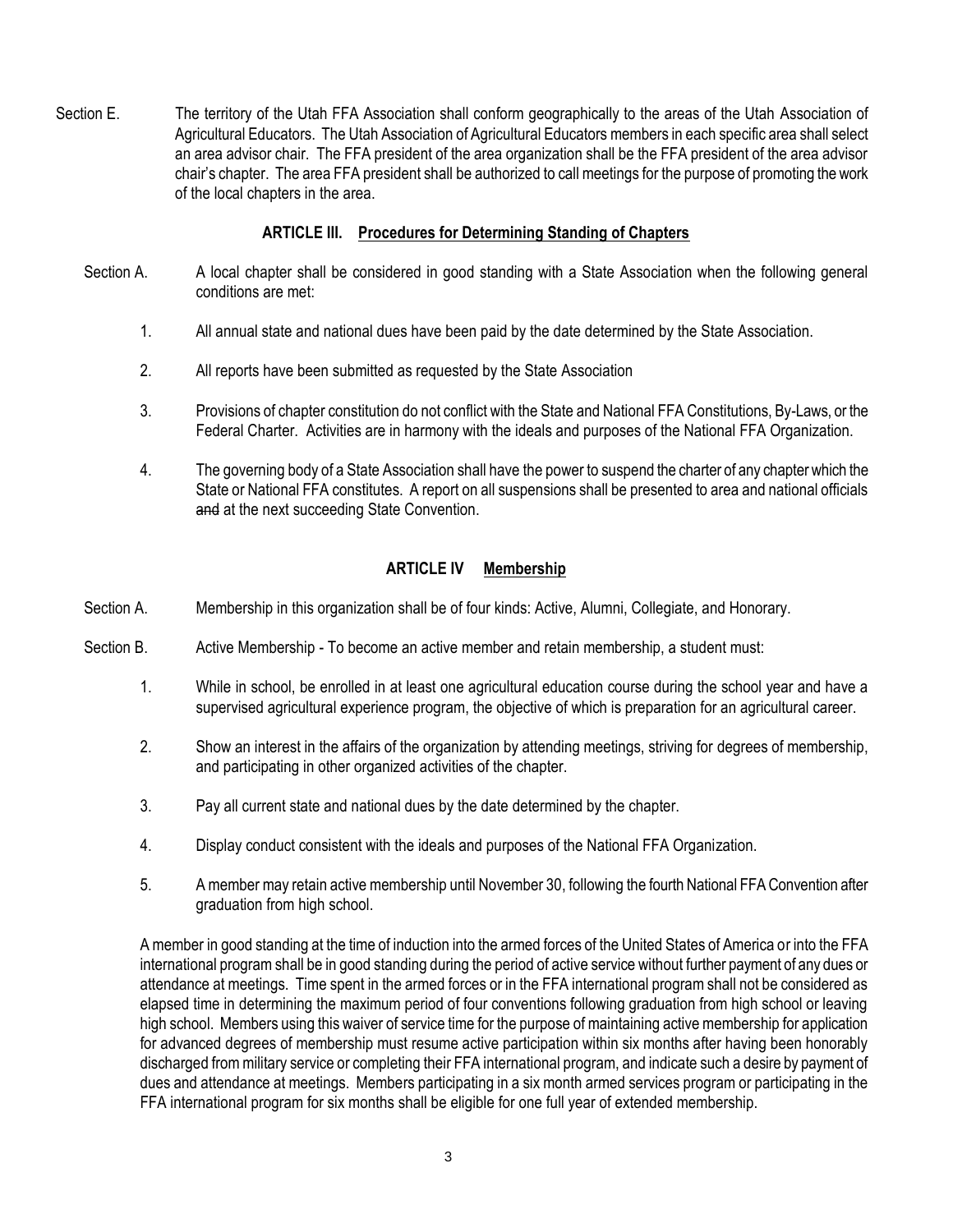Section E. The territory of the Utah FFA Association shall conform geographically to the areas of the Utah Association of Agricultural Educators. The Utah Association of Agricultural Educators members in each specific area shall select an area advisor chair. The FFA president of the area organization shall be the FFA president of the area advisor chair's chapter. The area FFA president shall be authorized to call meetings for the purpose of promoting the work of the local chapters in the area.

## ARTICLE III. Procedures for Determining Standing of Chapters

Section A. A local chapter shall be considered in good standing with a State Association when the following general conditions are met:

1. All annual state and national dues have been paid by the date determined by the State Association.
2. All reports have been submitted as requested by the State Association
3. Provisions of chapter constitution do not conflict with the State and National FFA Constitutions, By-Laws, or the Federal Charter. Activities are in harmony with the ideals and purposes of the National FFA Organization.
4. The governing body of a State Association shall have the power to suspend the charter of any chapter which the State or National FFA constitutes. A report on all suspensions shall be presented to area and national officials ~~and~~ at the next succeeding State Convention.

## ARTICLE IV Membership

Section A. Membership in this organization shall be of four kinds: Active, Alumni, Collegiate, and Honorary.

Section B. Active Membership - To become an active member and retain membership, a student must:

1. While in school, be enrolled in at least one agricultural education course during the school year and have a supervised agricultural experience program, the objective of which is preparation for an agricultural career.
2. Show an interest in the affairs of the organization by attending meetings, striving for degrees of membership, and participating in other organized activities of the chapter.
3. Pay all current state and national dues by the date determined by the chapter.
4. Display conduct consistent with the ideals and purposes of the National FFA Organization.
5. A member may retain active membership until November 30, following the fourth National FFA Convention after graduation from high school.

A member in good standing at the time of induction into the armed forces of the United States of America or into the FFA international program shall be in good standing during the period of active service without further payment of any dues or attendance at meetings. Time spent in the armed forces or in the FFA international program shall not be considered as elapsed time in determining the maximum period of four conventions following graduation from high school or leaving high school. Members using this waiver of service time for the purpose of maintaining active membership for application for advanced degrees of membership must resume active participation within six months after having been honorably discharged from military service or completing their FFA international program, and indicate such a desire by payment of dues and attendance at meetings. Members participating in a six month armed services program or participating in the FFA international program for six months shall be eligible for one full year of extended membership.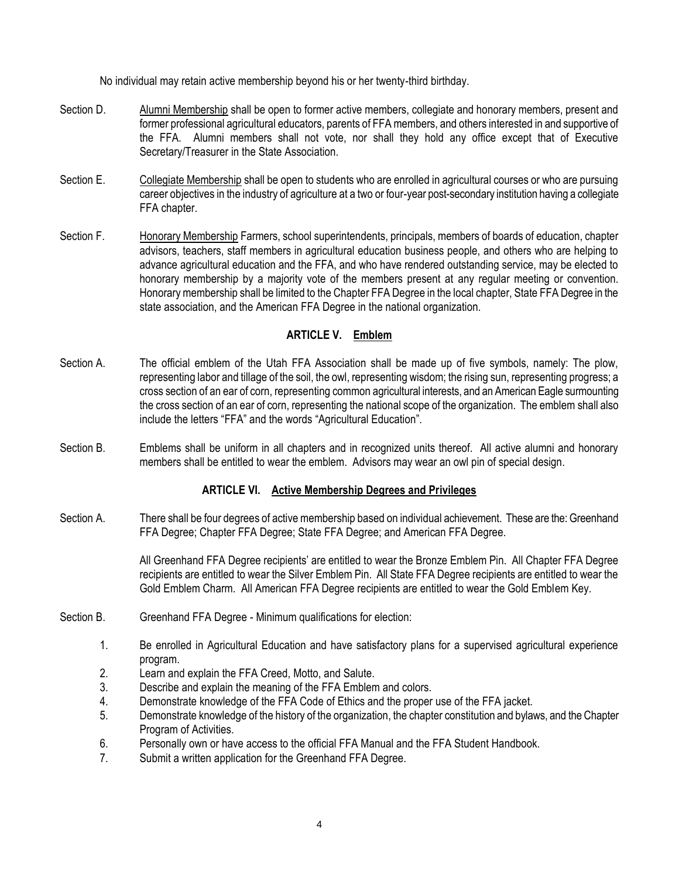No individual may retain active membership beyond his or her twenty-third birthday.

Section D. <u>Alumni Membership</u> shall be open to former active members, collegiate and honorary members, present and former professional agricultural educators, parents of FFA members, and others interested in and supportive of the FFA. Alumni members shall not vote, nor shall they hold any office except that of Executive Secretary/Treasurer in the State Association.

Section E. <u>Collegiate Membership</u> shall be open to students who are enrolled in agricultural courses or who are pursuing career objectives in the industry of agriculture at a two or four-year post-secondary institution having a collegiate FFA chapter.

Section F. <u>Honorary Membership</u> Farmers, school superintendents, principals, members of boards of education, chapter advisors, teachers, staff members in agricultural education business people, and others who are helping to advance agricultural education and the FFA, and who have rendered outstanding service, may be elected to honorary membership by a majority vote of the members present at any regular meeting or convention. Honorary membership shall be limited to the Chapter FFA Degree in the local chapter, State FFA Degree in the state association, and the American FFA Degree in the national organization.

## ARTICLE V. <u>Emblem</u>

Section A. The official emblem of the Utah FFA Association shall be made up of five symbols, namely: The plow, representing labor and tillage of the soil, the owl, representing wisdom; the rising sun, representing progress; a cross section of an ear of corn, representing common agricultural interests, and an American Eagle surmounting the cross section of an ear of corn, representing the national scope of the organization. The emblem shall also include the letters "FFA" and the words "Agricultural Education".

Section B. Emblems shall be uniform in all chapters and in recognized units thereof. All active alumni and honorary members shall be entitled to wear the emblem. Advisors may wear an owl pin of special design.

## ARTICLE VI. <u>Active Membership Degrees and Privileges</u>

Section A. There shall be four degrees of active membership based on individual achievement. These are the: Greenhand FFA Degree; Chapter FFA Degree; State FFA Degree; and American FFA Degree.

All Greenhand FFA Degree recipients' are entitled to wear the Bronze Emblem Pin. All Chapter FFA Degree recipients are entitled to wear the Silver Emblem Pin. All State FFA Degree recipients are entitled to wear the Gold Emblem Charm. All American FFA Degree recipients are entitled to wear the Gold Emblem Key.

Section B. Greenhand FFA Degree - Minimum qualifications for election:

1. Be enrolled in Agricultural Education and have satisfactory plans for a supervised agricultural experience program.
2. Learn and explain the FFA Creed, Motto, and Salute.
3. Describe and explain the meaning of the FFA Emblem and colors.
4. Demonstrate knowledge of the FFA Code of Ethics and the proper use of the FFA jacket.
5. Demonstrate knowledge of the history of the organization, the chapter constitution and bylaws, and the Chapter Program of Activities.
6. Personally own or have access to the official FFA Manual and the FFA Student Handbook.
7. Submit a written application for the Greenhand FFA Degree.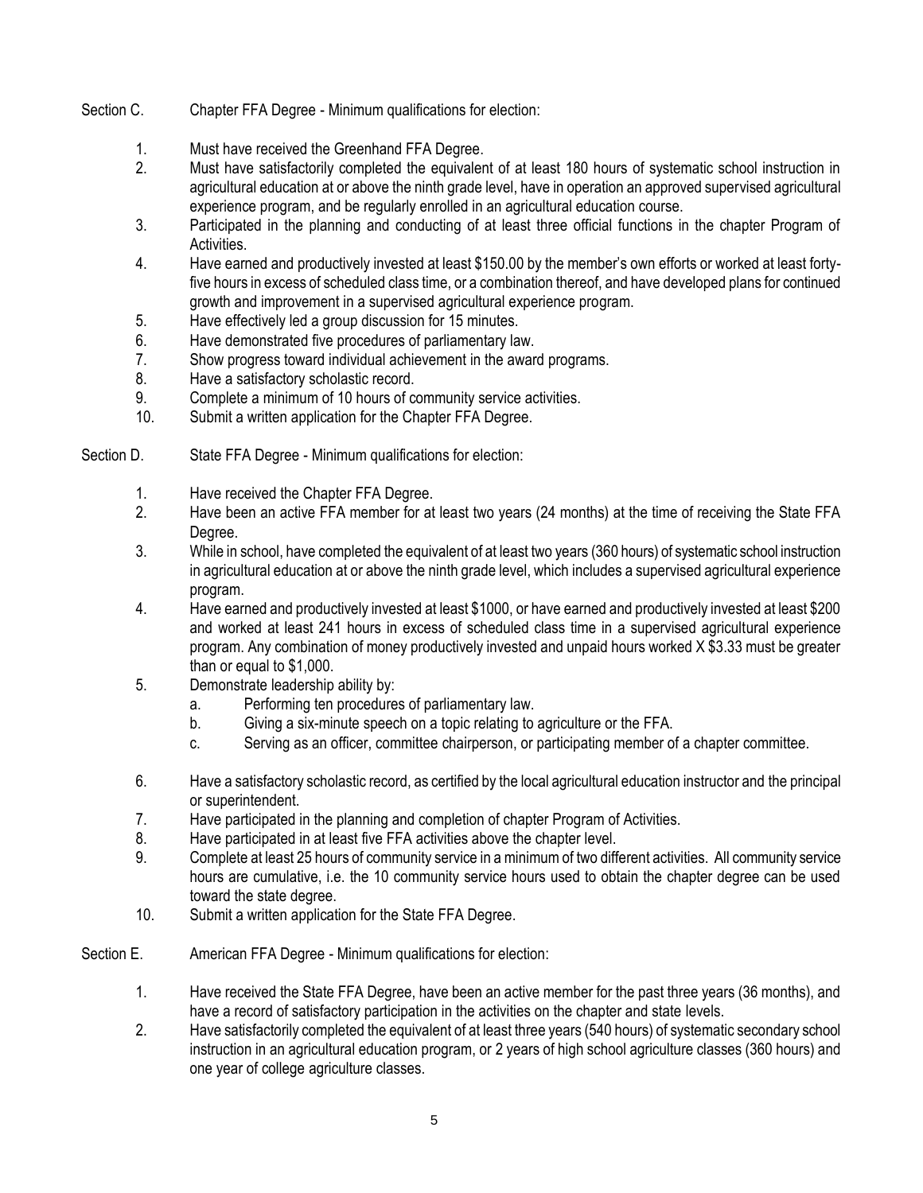Section C. Chapter FFA Degree - Minimum qualifications for election:

1. Must have received the Greenhand FFA Degree.
2. Must have satisfactorily completed the equivalent of at least 180 hours of systematic school instruction in agricultural education at or above the ninth grade level, have in operation an approved supervised agricultural experience program, and be regularly enrolled in an agricultural education course.
3. Participated in the planning and conducting of at least three official functions in the chapter Program of Activities.
4. Have earned and productively invested at least $150.00 by the member's own efforts or worked at least forty-five hours in excess of scheduled class time, or a combination thereof, and have developed plans for continued growth and improvement in a supervised agricultural experience program.
5. Have effectively led a group discussion for 15 minutes.
6. Have demonstrated five procedures of parliamentary law.
7. Show progress toward individual achievement in the award programs.
8. Have a satisfactory scholastic record.
9. Complete a minimum of 10 hours of community service activities.
10. Submit a written application for the Chapter FFA Degree.

Section D. State FFA Degree - Minimum qualifications for election:

1. Have received the Chapter FFA Degree.
2. Have been an active FFA member for at least two years (24 months) at the time of receiving the State FFA Degree.
3. While in school, have completed the equivalent of at least two years (360 hours) of systematic school instruction in agricultural education at or above the ninth grade level, which includes a supervised agricultural experience program.
4. Have earned and productively invested at least $1000, or have earned and productively invested at least $200 and worked at least 241 hours in excess of scheduled class time in a supervised agricultural experience program. Any combination of money productively invested and unpaid hours worked X $3.33 must be greater than or equal to $1,000.
5. Demonstrate leadership ability by:
   a. Performing ten procedures of parliamentary law.
   b. Giving a six-minute speech on a topic relating to agriculture or the FFA.
   c. Serving as an officer, committee chairperson, or participating member of a chapter committee.
6. Have a satisfactory scholastic record, as certified by the local agricultural education instructor and the principal or superintendent.
7. Have participated in the planning and completion of chapter Program of Activities.
8. Have participated in at least five FFA activities above the chapter level.
9. Complete at least 25 hours of community service in a minimum of two different activities. All community service hours are cumulative, i.e. the 10 community service hours used to obtain the chapter degree can be used toward the state degree.
10. Submit a written application for the State FFA Degree.

Section E. American FFA Degree - Minimum qualifications for election:

1. Have received the State FFA Degree, have been an active member for the past three years (36 months), and have a record of satisfactory participation in the activities on the chapter and state levels.
2. Have satisfactorily completed the equivalent of at least three years (540 hours) of systematic secondary school instruction in an agricultural education program, or 2 years of high school agriculture classes (360 hours) and one year of college agriculture classes.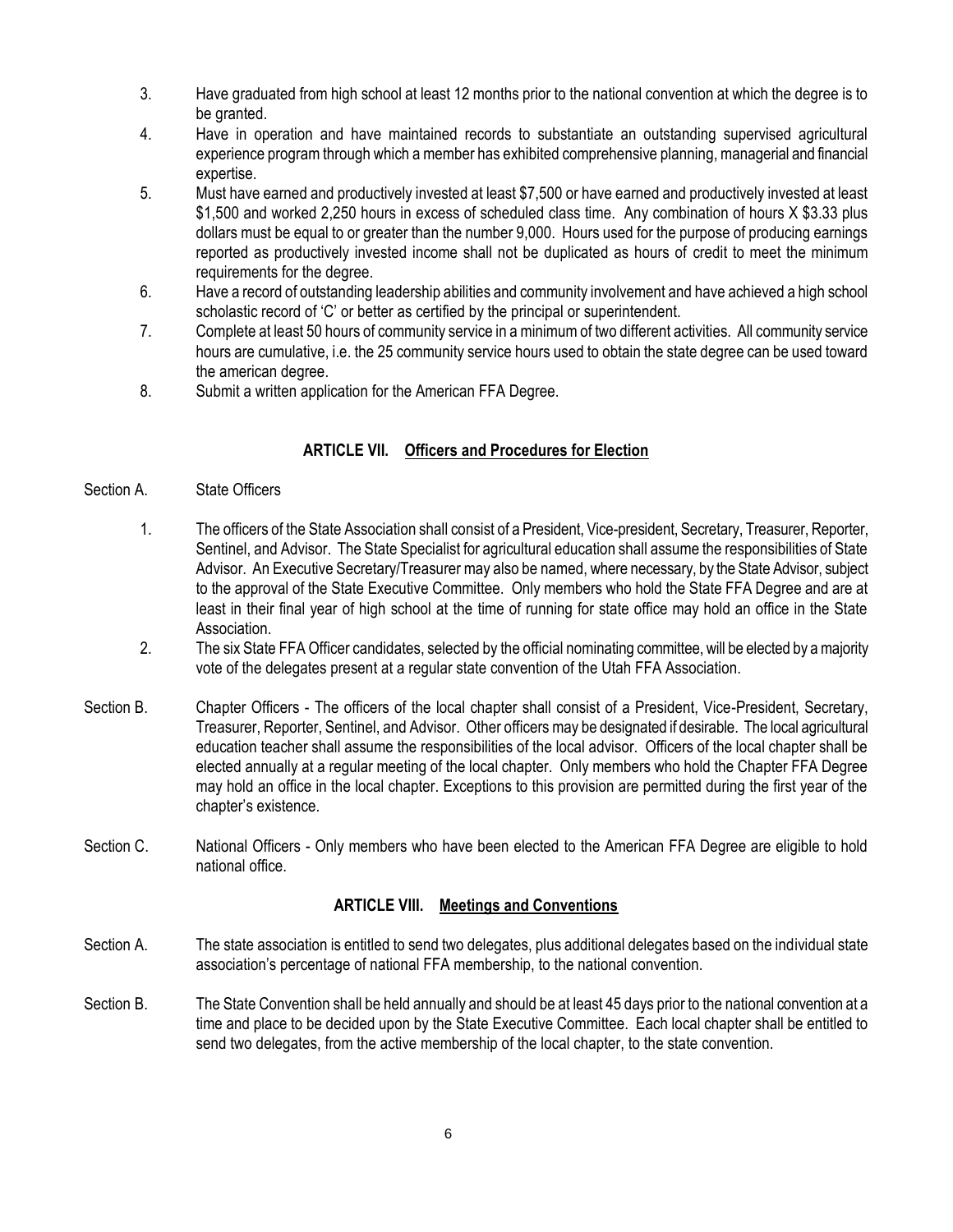3. Have graduated from high school at least 12 months prior to the national convention at which the degree is to be granted.
4. Have in operation and have maintained records to substantiate an outstanding supervised agricultural experience program through which a member has exhibited comprehensive planning, managerial and financial expertise.
5. Must have earned and productively invested at least $7,500 or have earned and productively invested at least $1,500 and worked 2,250 hours in excess of scheduled class time. Any combination of hours X $3.33 plus dollars must be equal to or greater than the number 9,000. Hours used for the purpose of producing earnings reported as productively invested income shall not be duplicated as hours of credit to meet the minimum requirements for the degree.
6. Have a record of outstanding leadership abilities and community involvement and have achieved a high school scholastic record of 'C' or better as certified by the principal or superintendent.
7. Complete at least 50 hours of community service in a minimum of two different activities. All community service hours are cumulative, i.e. the 25 community service hours used to obtain the state degree can be used toward the american degree.
8. Submit a written application for the American FFA Degree.

## ARTICLE VII. Officers and Procedures for Election

Section A. State Officers

1. The officers of the State Association shall consist of a President, Vice-president, Secretary, Treasurer, Reporter, Sentinel, and Advisor. The State Specialist for agricultural education shall assume the responsibilities of State Advisor. An Executive Secretary/Treasurer may also be named, where necessary, by the State Advisor, subject to the approval of the State Executive Committee. Only members who hold the State FFA Degree and are at least in their final year of high school at the time of running for state office may hold an office in the State Association.
2. The six State FFA Officer candidates, selected by the official nominating committee, will be elected by a majority vote of the delegates present at a regular state convention of the Utah FFA Association.

Section B. Chapter Officers - The officers of the local chapter shall consist of a President, Vice-President, Secretary, Treasurer, Reporter, Sentinel, and Advisor. Other officers may be designated if desirable. The local agricultural education teacher shall assume the responsibilities of the local advisor. Officers of the local chapter shall be elected annually at a regular meeting of the local chapter. Only members who hold the Chapter FFA Degree may hold an office in the local chapter. Exceptions to this provision are permitted during the first year of the chapter's existence.

Section C. National Officers - Only members who have been elected to the American FFA Degree are eligible to hold national office.

## ARTICLE VIII. Meetings and Conventions

Section A. The state association is entitled to send two delegates, plus additional delegates based on the individual state association's percentage of national FFA membership, to the national convention.

Section B. The State Convention shall be held annually and should be at least 45 days prior to the national convention at a time and place to be decided upon by the State Executive Committee. Each local chapter shall be entitled to send two delegates, from the active membership of the local chapter, to the state convention.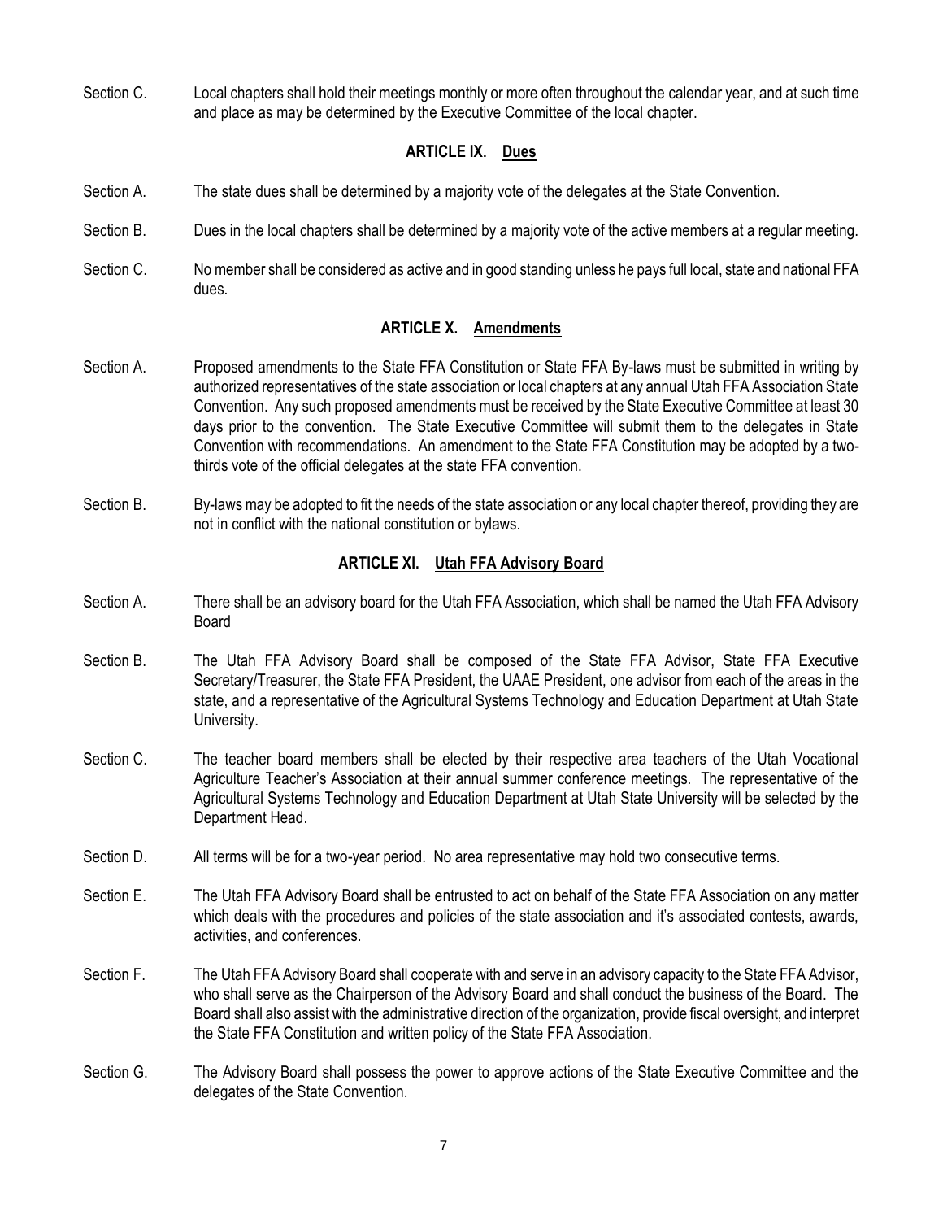Section C. Local chapters shall hold their meetings monthly or more often throughout the calendar year, and at such time and place as may be determined by the Executive Committee of the local chapter.

## ARTICLE IX. Dues

Section A. The state dues shall be determined by a majority vote of the delegates at the State Convention.

Section B. Dues in the local chapters shall be determined by a majority vote of the active members at a regular meeting.

Section C. No member shall be considered as active and in good standing unless he pays full local, state and national FFA dues.

## ARTICLE X. Amendments

Section A. Proposed amendments to the State FFA Constitution or State FFA By-laws must be submitted in writing by authorized representatives of the state association or local chapters at any annual Utah FFA Association State Convention. Any such proposed amendments must be received by the State Executive Committee at least 30 days prior to the convention. The State Executive Committee will submit them to the delegates in State Convention with recommendations. An amendment to the State FFA Constitution may be adopted by a two-thirds vote of the official delegates at the state FFA convention.

Section B. By-laws may be adopted to fit the needs of the state association or any local chapter thereof, providing they are not in conflict with the national constitution or bylaws.

## ARTICLE XI. Utah FFA Advisory Board

Section A. There shall be an advisory board for the Utah FFA Association, which shall be named the Utah FFA Advisory Board

Section B. The Utah FFA Advisory Board shall be composed of the State FFA Advisor, State FFA Executive Secretary/Treasurer, the State FFA President, the UAAE President, one advisor from each of the areas in the state, and a representative of the Agricultural Systems Technology and Education Department at Utah State University.

Section C. The teacher board members shall be elected by their respective area teachers of the Utah Vocational Agriculture Teacher's Association at their annual summer conference meetings. The representative of the Agricultural Systems Technology and Education Department at Utah State University will be selected by the Department Head.

Section D. All terms will be for a two-year period. No area representative may hold two consecutive terms.

Section E. The Utah FFA Advisory Board shall be entrusted to act on behalf of the State FFA Association on any matter which deals with the procedures and policies of the state association and it's associated contests, awards, activities, and conferences.

Section F. The Utah FFA Advisory Board shall cooperate with and serve in an advisory capacity to the State FFA Advisor, who shall serve as the Chairperson of the Advisory Board and shall conduct the business of the Board. The Board shall also assist with the administrative direction of the organization, provide fiscal oversight, and interpret the State FFA Constitution and written policy of the State FFA Association.

Section G. The Advisory Board shall possess the power to approve actions of the State Executive Committee and the delegates of the State Convention.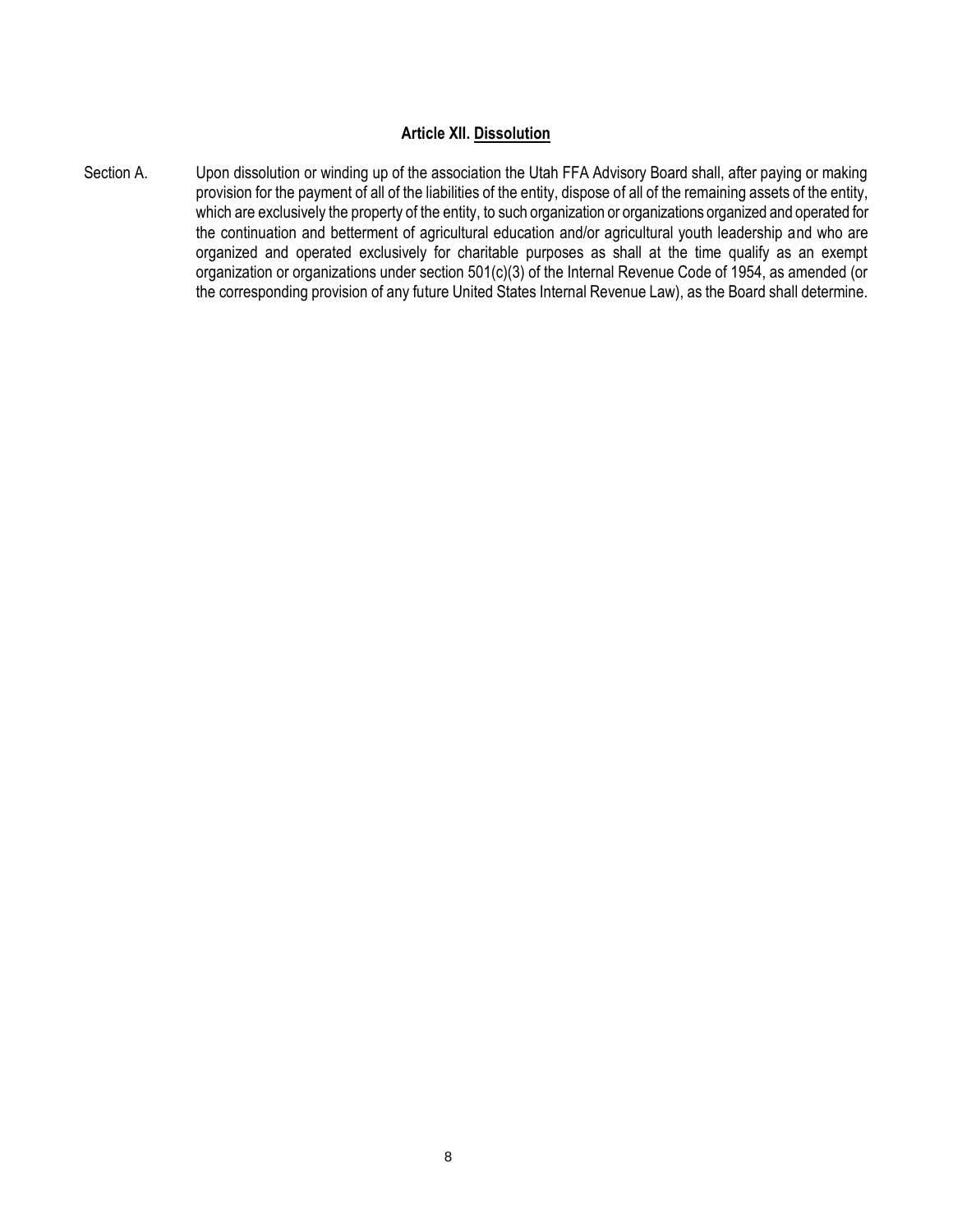### Article XII. Dissolution

Section A. Upon dissolution or winding up of the association the Utah FFA Advisory Board shall, after paying or making provision for the payment of all of the liabilities of the entity, dispose of all of the remaining assets of the entity, which are exclusively the property of the entity, to such organization or organizations organized and operated for the continuation and betterment of agricultural education and/or agricultural youth leadership and who are organized and operated exclusively for charitable purposes as shall at the time qualify as an exempt organization or organizations under section 501(c)(3) of the Internal Revenue Code of 1954, as amended (or the corresponding provision of any future United States Internal Revenue Law), as the Board shall determine.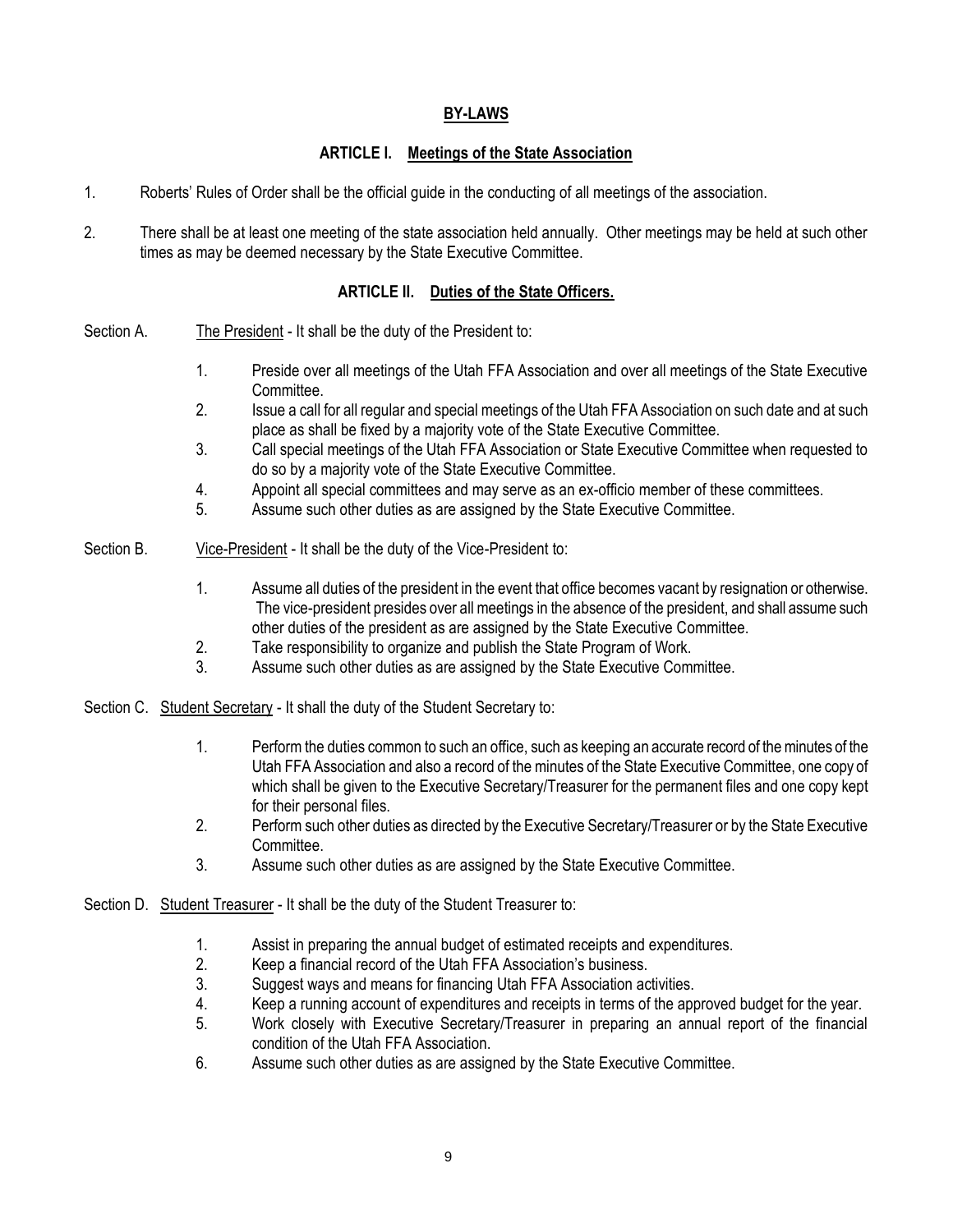# BY-LAWS

## ARTICLE I. Meetings of the State Association

1. Roberts' Rules of Order shall be the official guide in the conducting of all meetings of the association.

2. There shall be at least one meeting of the state association held annually. Other meetings may be held at such other times as may be deemed necessary by the State Executive Committee.

## ARTICLE II. Duties of the State Officers.

Section A. The President - It shall be the duty of the President to:

1. Preside over all meetings of the Utah FFA Association and over all meetings of the State Executive Committee.
2. Issue a call for all regular and special meetings of the Utah FFA Association on such date and at such place as shall be fixed by a majority vote of the State Executive Committee.
3. Call special meetings of the Utah FFA Association or State Executive Committee when requested to do so by a majority vote of the State Executive Committee.
4. Appoint all special committees and may serve as an ex-officio member of these committees.
5. Assume such other duties as are assigned by the State Executive Committee.

Section B. Vice-President - It shall be the duty of the Vice-President to:

1. Assume all duties of the president in the event that office becomes vacant by resignation or otherwise. The vice-president presides over all meetings in the absence of the president, and shall assume such other duties of the president as are assigned by the State Executive Committee.
2. Take responsibility to organize and publish the State Program of Work.
3. Assume such other duties as are assigned by the State Executive Committee.

Section C. Student Secretary - It shall the duty of the Student Secretary to:

1. Perform the duties common to such an office, such as keeping an accurate record of the minutes of the Utah FFA Association and also a record of the minutes of the State Executive Committee, one copy of which shall be given to the Executive Secretary/Treasurer for the permanent files and one copy kept for their personal files.
2. Perform such other duties as directed by the Executive Secretary/Treasurer or by the State Executive Committee.
3. Assume such other duties as are assigned by the State Executive Committee.

Section D. Student Treasurer - It shall be the duty of the Student Treasurer to:

1. Assist in preparing the annual budget of estimated receipts and expenditures.
2. Keep a financial record of the Utah FFA Association's business.
3. Suggest ways and means for financing Utah FFA Association activities.
4. Keep a running account of expenditures and receipts in terms of the approved budget for the year.
5. Work closely with Executive Secretary/Treasurer in preparing an annual report of the financial condition of the Utah FFA Association.
6. Assume such other duties as are assigned by the State Executive Committee.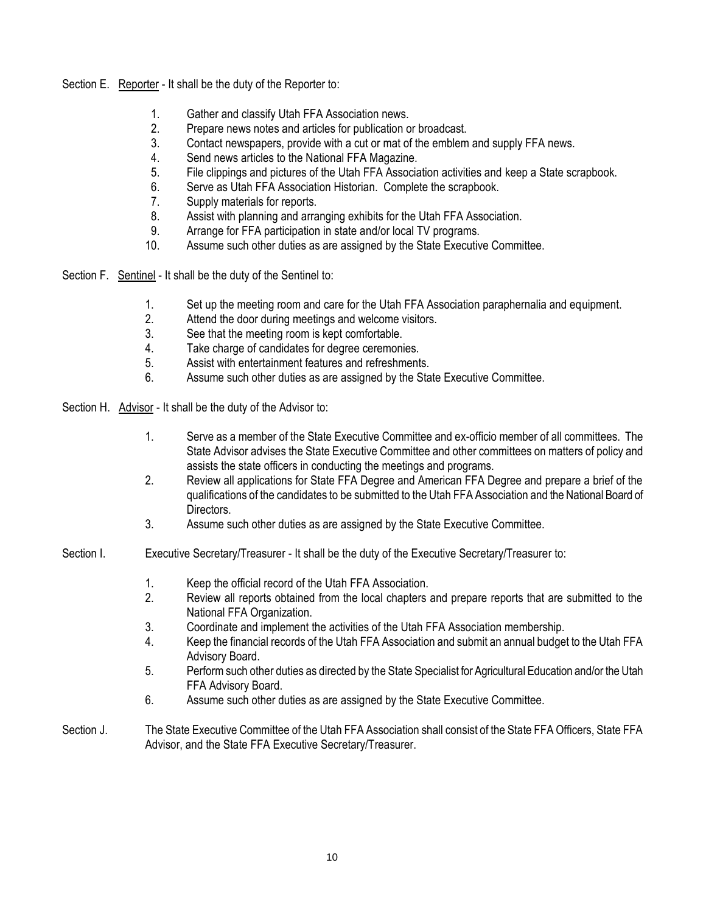Section E. Reporter - It shall be the duty of the Reporter to:

1. Gather and classify Utah FFA Association news.
2. Prepare news notes and articles for publication or broadcast.
3. Contact newspapers, provide with a cut or mat of the emblem and supply FFA news.
4. Send news articles to the National FFA Magazine.
5. File clippings and pictures of the Utah FFA Association activities and keep a State scrapbook.
6. Serve as Utah FFA Association Historian. Complete the scrapbook.
7. Supply materials for reports.
8. Assist with planning and arranging exhibits for the Utah FFA Association.
9. Arrange for FFA participation in state and/or local TV programs.
10. Assume such other duties as are assigned by the State Executive Committee.

Section F. Sentinel - It shall be the duty of the Sentinel to:

1. Set up the meeting room and care for the Utah FFA Association paraphernalia and equipment.
2. Attend the door during meetings and welcome visitors.
3. See that the meeting room is kept comfortable.
4. Take charge of candidates for degree ceremonies.
5. Assist with entertainment features and refreshments.
6. Assume such other duties as are assigned by the State Executive Committee.

Section H. Advisor - It shall be the duty of the Advisor to:

1. Serve as a member of the State Executive Committee and ex-officio member of all committees. The State Advisor advises the State Executive Committee and other committees on matters of policy and assists the state officers in conducting the meetings and programs.
2. Review all applications for State FFA Degree and American FFA Degree and prepare a brief of the qualifications of the candidates to be submitted to the Utah FFA Association and the National Board of Directors.
3. Assume such other duties as are assigned by the State Executive Committee.

Section I. Executive Secretary/Treasurer - It shall be the duty of the Executive Secretary/Treasurer to:

1. Keep the official record of the Utah FFA Association.
2. Review all reports obtained from the local chapters and prepare reports that are submitted to the National FFA Organization.
3. Coordinate and implement the activities of the Utah FFA Association membership.
4. Keep the financial records of the Utah FFA Association and submit an annual budget to the Utah FFA Advisory Board.
5. Perform such other duties as directed by the State Specialist for Agricultural Education and/or the Utah FFA Advisory Board.
6. Assume such other duties as are assigned by the State Executive Committee.

Section J. The State Executive Committee of the Utah FFA Association shall consist of the State FFA Officers, State FFA Advisor, and the State FFA Executive Secretary/Treasurer.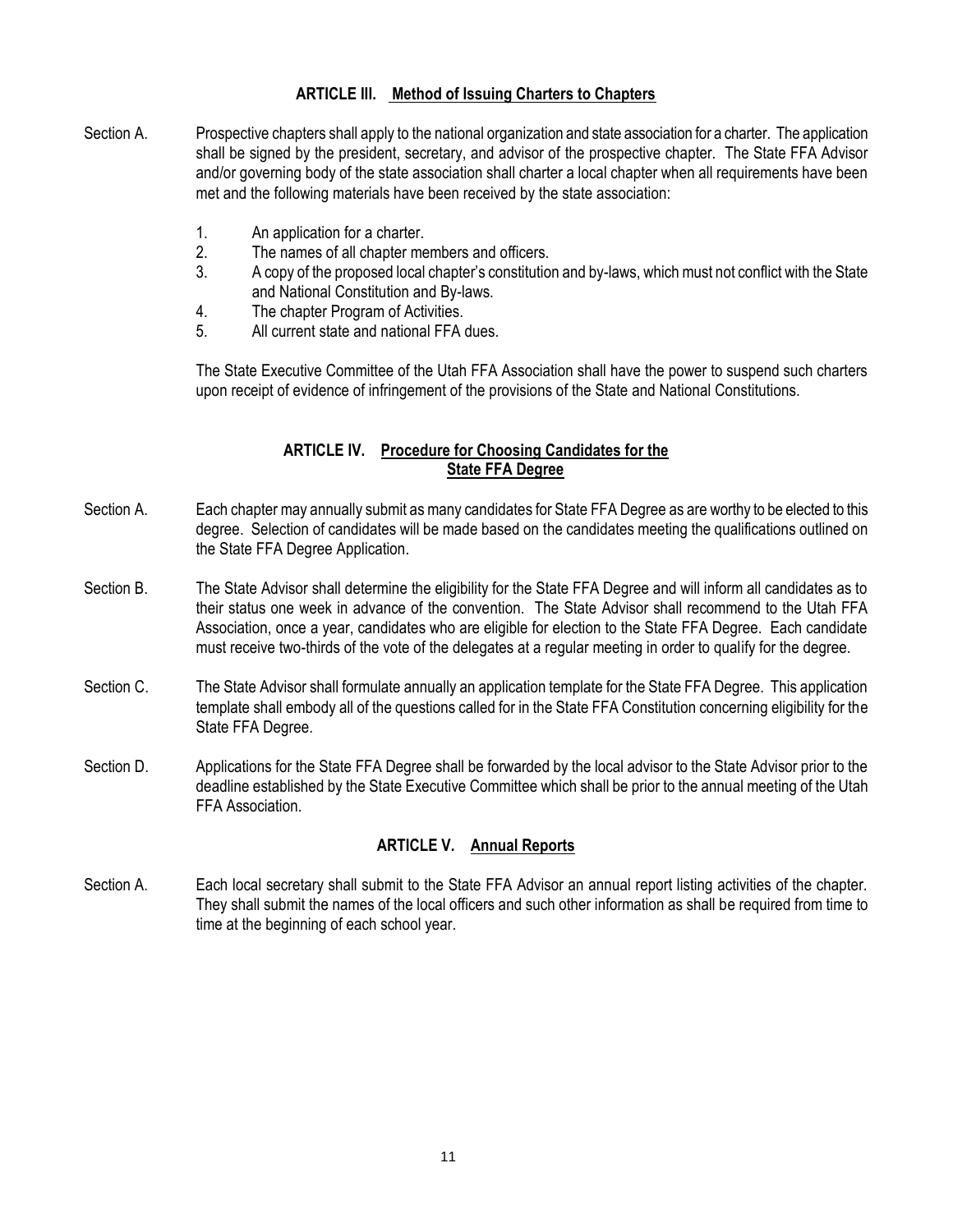## ARTICLE III. Method of Issuing Charters to Chapters

Section A. Prospective chapters shall apply to the national organization and state association for a charter. The application shall be signed by the president, secretary, and advisor of the prospective chapter. The State FFA Advisor and/or governing body of the state association shall charter a local chapter when all requirements have been met and the following materials have been received by the state association:

1. An application for a charter.
2. The names of all chapter members and officers.
3. A copy of the proposed local chapter's constitution and by-laws, which must not conflict with the State and National Constitution and By-laws.
4. The chapter Program of Activities.
5. All current state and national FFA dues.

The State Executive Committee of the Utah FFA Association shall have the power to suspend such charters upon receipt of evidence of infringement of the provisions of the State and National Constitutions.

## ARTICLE IV. Procedure for Choosing Candidates for the State FFA Degree

Section A. Each chapter may annually submit as many candidates for State FFA Degree as are worthy to be elected to this degree. Selection of candidates will be made based on the candidates meeting the qualifications outlined on the State FFA Degree Application.

Section B. The State Advisor shall determine the eligibility for the State FFA Degree and will inform all candidates as to their status one week in advance of the convention. The State Advisor shall recommend to the Utah FFA Association, once a year, candidates who are eligible for election to the State FFA Degree. Each candidate must receive two-thirds of the vote of the delegates at a regular meeting in order to qualify for the degree.

Section C. The State Advisor shall formulate annually an application template for the State FFA Degree. This application template shall embody all of the questions called for in the State FFA Constitution concerning eligibility for the State FFA Degree.

Section D. Applications for the State FFA Degree shall be forwarded by the local advisor to the State Advisor prior to the deadline established by the State Executive Committee which shall be prior to the annual meeting of the Utah FFA Association.

## ARTICLE V. Annual Reports

Section A. Each local secretary shall submit to the State FFA Advisor an annual report listing activities of the chapter. They shall submit the names of the local officers and such other information as shall be required from time to time at the beginning of each school year.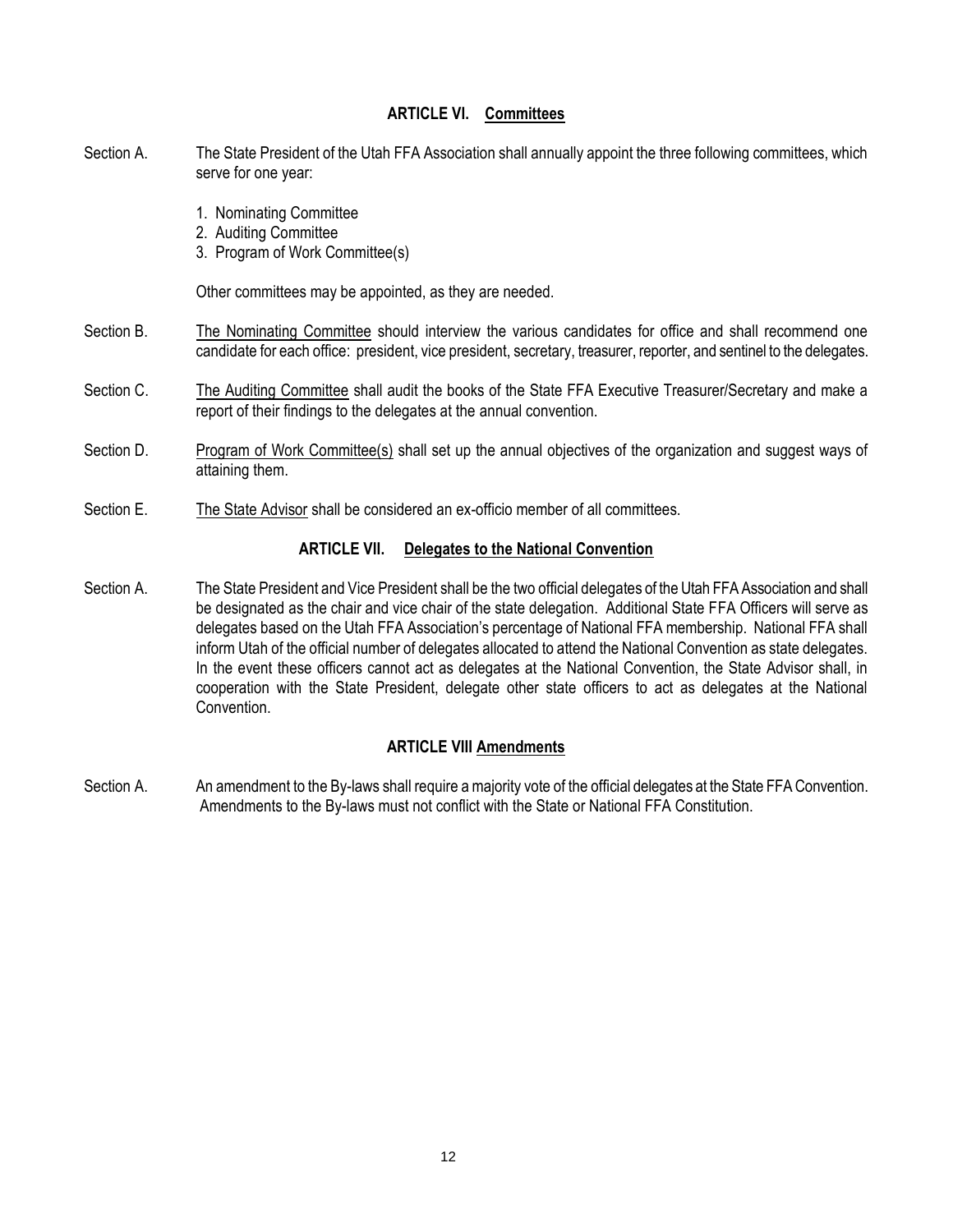## ARTICLE VI. Committees

Section A. The State President of the Utah FFA Association shall annually appoint the three following committees, which serve for one year:

1. Nominating Committee
2. Auditing Committee
3. Program of Work Committee(s)

Other committees may be appointed, as they are needed.

Section B. The Nominating Committee should interview the various candidates for office and shall recommend one candidate for each office: president, vice president, secretary, treasurer, reporter, and sentinel to the delegates.

Section C. The Auditing Committee shall audit the books of the State FFA Executive Treasurer/Secretary and make a report of their findings to the delegates at the annual convention.

Section D. Program of Work Committee(s) shall set up the annual objectives of the organization and suggest ways of attaining them.

Section E. The State Advisor shall be considered an ex-officio member of all committees.

## ARTICLE VII. Delegates to the National Convention

Section A. The State President and Vice President shall be the two official delegates of the Utah FFA Association and shall be designated as the chair and vice chair of the state delegation. Additional State FFA Officers will serve as delegates based on the Utah FFA Association's percentage of National FFA membership. National FFA shall inform Utah of the official number of delegates allocated to attend the National Convention as state delegates. In the event these officers cannot act as delegates at the National Convention, the State Advisor shall, in cooperation with the State President, delegate other state officers to act as delegates at the National Convention.

## ARTICLE VIII Amendments

Section A. An amendment to the By-laws shall require a majority vote of the official delegates at the State FFA Convention. Amendments to the By-laws must not conflict with the State or National FFA Constitution.